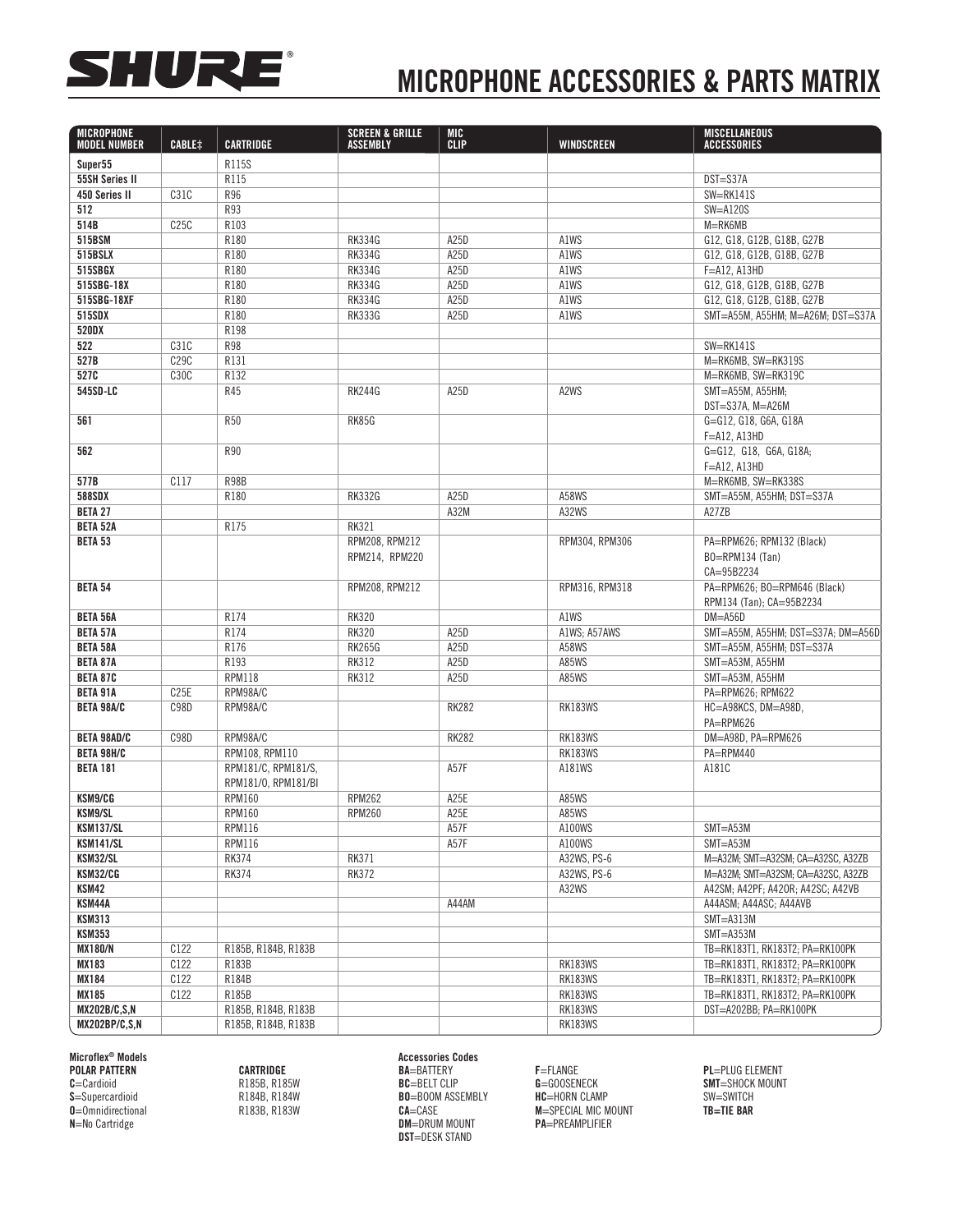# MICROPHONE ACCESSORIES & PARTS MATRIX

| MICROPHONE MODEL NUMBER | CABLE‡ | CARTRIDGE | SCREEN & GRILLE ASSEMBLY | MIC CLIP | WINDSCREEN | MISCELLANEOUS ACCESSORIES |
|---|---|---|---|---|---|---|
| **Super55** | | R115S | | | | |
| **55SH Series II** | | R115 | | | | DST=S37A |
| **450 Series II** | C31C | R96 | | | | SW=RK141S |
| **512** | | R93 | | | | SW=A120S |
| **514B** | C25C | R103 | | | | M=RK6MB |
| **515BSM** | | R180 | RK334G | A25D | A1WS | G12, G18, G12B, G18B, G27B |
| **515BSLX** | | R180 | RK334G | A25D | A1WS | G12, G18, G12B, G18B, G27B |
| **515SBGX** | | R180 | RK334G | A25D | A1WS | F=A12, A13HD |
| **515SBG-18X** | | R180 | RK334G | A25D | A1WS | G12, G18, G12B, G18B, G27B |
| **515SBG-18XF** | | R180 | RK334G | A25D | A1WS | G12, G18, G12B, G18B, G27B |
| **515SDX** | | R180 | RK333G | A25D | A1WS | SMT=A55M, A55HM; M=A26M; DST=S37A |
| **520DX** | | R198 | | | | |
| **522** | C31C | R98 | | | | SW=RK141S |
| **527B** | C29C | R131 | | | | M=RK6MB, SW=RK319S |
| **527C** | C30C | R132 | | | | M=RK6MB, SW=RK319C |
| **545SD-LC** | | R45 | RK244G | A25D | A2WS | SMT=A55M, A55HM; DST=S37A, M=A26M |
| **561** | | R50 | RK85G | | | G=G12, G18, G6A, G18A F=A12, A13HD |
| **562** | | R90 | | | | G=G12, G18, G6A, G18A; F=A12, A13HD |
| **577B** | C117 | R98B | | | | M=RK6MB, SW=RK338S |
| **588SDX** | | R180 | RK332G | A25D | A58WS | SMT=A55M, A55HM; DST=S37A |
| **BETA 27** | | | | A32M | A32WS | A27ZB |
| **BETA 52A** | | R175 | RK321 | | | |
| **BETA 53** | | | RPM208, RPM212 RPM214, RPM220 | | RPM304, RPM306 | PA=RPM626; RPM132 (Black) BO=RPM134 (Tan) CA=95B2234 |
| **BETA 54** | | | RPM208, RPM212 | | RPM316, RPM318 | PA=RPM626; BO=RPM646 (Black) RPM134 (Tan); CA=95B2234 |
| **BETA 56A** | | R174 | RK320 | | A1WS | DM=A56D |
| **BETA 57A** | | R174 | RK320 | A25D | A1WS; A57AWS | SMT=A55M, A55HM; DST=S37A; DM=A56D |
| **BETA 58A** | | R176 | RK265G | A25D | A58WS | SMT=A55M, A55HM; DST=S37A |
| **BETA 87A** | | R193 | RK312 | A25D | A85WS | SMT=A53M, A55HM |
| **BETA 87C** | | RPM118 | RK312 | A25D | A85WS | SMT=A53M, A55HM |
| **BETA 91A** | C25E | RPM98A/C | | | | PA=RPM626; RPM622 |
| **BETA 98A/C** | C98D | RPM98A/C | | RK282 | RK183WS | HC=A98KCS, DM=A98D, PA=RPM626 |
| **BETA 98AD/C** | C98D | RPM98A/C | | RK282 | RK183WS | DM=A98D, PA=RPM626 |
| **BETA 98H/C** | | RPM108, RPM110 | | | RK183WS | PA=RPM440 |
| **BETA 181** | | RPM181/C, RPM181/S, RPM181/O, RPM181/BI | | A57F | A181WS | A181C |
| **KSM9/CG** | | RPM160 | RPM262 | A25E | A85WS | |
| **KSM9/SL** | | RPM160 | RPM260 | A25E | A85WS | |
| **KSM137/SL** | | RPM116 | | A57F | A100WS | SMT=A53M |
| **KSM141/SL** | | RPM116 | | A57F | A100WS | SMT=A53M |
| **KSM32/SL** | | RK374 | RK371 | | A32WS, PS-6 | M=A32M; SMT=A32SM; CA=A32SC, A32ZB |
| **KSM32/CG** | | RK374 | RK372 | | A32WS, PS-6 | M=A32M; SMT=A32SM; CA=A32SC, A32ZB |
| **KSM42** | | | | | A32WS | A42SM; A42PF; A42OR; A42SC; A42VB |
| **KSM44A** | | | | A44AM | | A44ASM; A44ASC; A44AVB |
| **KSM313** | | | | | | SMT=A313M |
| **KSM353** | | | | | | SMT=A353M |
| **MX180/N** | C122 | R185B, R184B, R183B | | | | TB=RK183T1, RK183T2; PA=RK100PK |
| **MX183** | C122 | R183B | | | RK183WS | TB=RK183T1, RK183T2; PA=RK100PK |
| **MX184** | C122 | R184B | | | RK183WS | TB=RK183T1, RK183T2; PA=RK100PK |
| **MX185** | C122 | R185B | | | RK183WS | TB=RK183T1, RK183T2; PA=RK100PK |
| **MX202B/C,S,N** | | R185B, R184B, R183B | | | RK183WS | DST=A202BB; PA=RK100PK |
| **MX202BP/C,S,N** | | R185B, R184B, R183B | | | RK183WS | |

**Microflex® Models**

**POLAR PATTERN**
**C**=Cardioid
**S**=Supercardioid
**O**=Omnidirectional
**N**=No Cartridge

**CARTRIDGE**
R185B, R185W
R184B, R184W
R183B, R183W

**Accessories Codes**
**BA**=BATTERY
**BC**=BELT CLIP
**BO**=BOOM ASSEMBLY
**CA**=CASE
**DM**=DRUM MOUNT
**DST**=DESK STAND
**F**=FLANGE
**G**=GOOSENECK
**HC**=HORN CLAMP
**M**=SPECIAL MIC MOUNT
**PA**=PREAMPLIFIER
**PL**=PLUG ELEMENT
**SMT**=SHOCK MOUNT
SW=SWITCH
**TB=TIE BAR**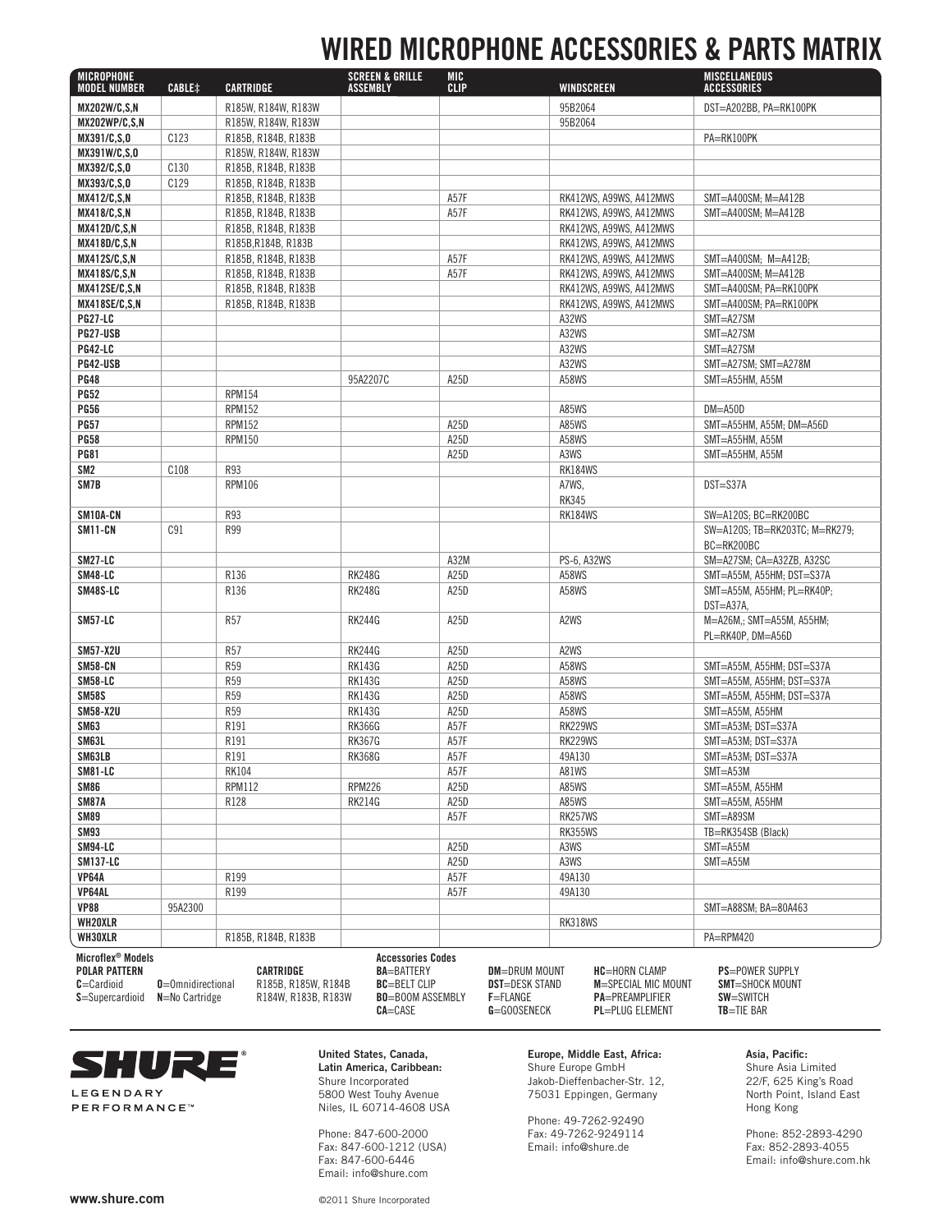# WIRED MICROPHONE ACCESSORIES & PARTS MATRIX

| MICROPHONE MODEL NUMBER | CABLE‡ | CARTRIDGE | SCREEN & GRILLE ASSEMBLY | MIC CLIP | WINDSCREEN | MISCELLANEOUS ACCESSORIES |
|---|---|---|---|---|---|---|
| **MX202W/C,S,N** | | R185W, R184W, R183W | | | 95B2064 | DST=A202BB, PA=RK100PK |
| **MX202WP/C,S,N** | | R185W, R184W, R183W | | | 95B2064 | |
| **MX391/C,S,O** | C123 | R185B, R184B, R183B | | | | PA=RK100PK |
| **MX391W/C,S,O** | | R185W, R184W, R183W | | | | |
| **MX392/C,S,O** | C130 | R185B, R184B, R183B | | | | |
| **MX393/C,S,O** | C129 | R185B, R184B, R183B | | | | |
| **MX412/C,S,N** | | R185B, R184B, R183B | | A57F | RK412WS, A99WS, A412MWS | SMT=A400SM; M=A412B |
| **MX418/C,S,N** | | R185B, R184B, R183B | | A57F | RK412WS, A99WS, A412MWS | SMT=A400SM; M=A412B |
| **MX412D/C,S,N** | | R185B, R184B, R183B | | | RK412WS, A99WS, A412MWS | |
| **MX418D/C,S,N** | | R185B,R184B, R183B | | | RK412WS, A99WS, A412MWS | |
| **MX412S/C,S,N** | | R185B, R184B, R183B | | A57F | RK412WS, A99WS, A412MWS | SMT=A400SM; M=A412B; |
| **MX418S/C,S,N** | | R185B, R184B, R183B | | A57F | RK412WS, A99WS, A412MWS | SMT=A400SM; M=A412B |
| **MX412SE/C,S,N** | | R185B, R184B, R183B | | | RK412WS, A99WS, A412MWS | SMT=A400SM; PA=RK100PK |
| **MX418SE/C,S,N** | | R185B, R184B, R183B | | | RK412WS, A99WS, A412MWS | SMT=A400SM; PA=RK100PK |
| **PG27-LC** | | | | | A32WS | SMT=A27SM |
| **PG27-USB** | | | | | A32WS | SMT=A27SM |
| **PG42-LC** | | | | | A32WS | SMT=A27SM |
| **PG42-USB** | | | | | A32WS | SMT=A27SM; SMT=A278M |
| **PG48** | | | 95A2207C | A25D | A58WS | SMT=A55HM, A55M |
| **PG52** | | RPM154 | | | | |
| **PG56** | | RPM152 | | | A85WS | DM=A50D |
| **PG57** | | RPM152 | | A25D | A85WS | SMT=A55HM, A55M; DM=A56D |
| **PG58** | | RPM150 | | A25D | A58WS | SMT=A55HM, A55M |
| **PG81** | | | | A25D | A3WS | SMT=A55HM, A55M |
| **SM2** | C108 | R93 | | | RK184WS | |
| **SM7B** | | RPM106 | | | A7WS, RK345 | DST=S37A |
| **SM10A-CN** | | R93 | | | RK184WS | SW=A120S; BC=RK200BC |
| **SM11-CN** | C91 | R99 | | | | SW=A120S; TB=RK203TC; M=RK279; BC=RK200BC |
| **SM27-LC** | | | | A32M | PS-6, A32WS | SM=A27SM; CA=A32ZB, A32SC |
| **SM48-LC** | | R136 | RK248G | A25D | A58WS | SMT=A55M, A55HM; DST=S37A |
| **SM48S-LC** | | R136 | RK248G | A25D | A58WS | SMT=A55M, A55HM; PL=RK40P; DST=A37A, |
| **SM57-LC** | | R57 | RK244G | A25D | A2WS | M=A26M,; SMT=A55M, A55HM; PL=RK40P, DM=A56D |
| **SM57-X2U** | | R57 | RK244G | A25D | A2WS | |
| **SM58-CN** | | R59 | RK143G | A25D | A58WS | SMT=A55M, A55HM; DST=S37A |
| **SM58-LC** | | R59 | RK143G | A25D | A58WS | SMT=A55M, A55HM; DST=S37A |
| **SM58S** | | R59 | RK143G | A25D | A58WS | SMT=A55M, A55HM; DST=S37A |
| **SM58-X2U** | | R59 | RK143G | A25D | A58WS | SMT=A55M, A55HM |
| **SM63** | | R191 | RK366G | A57F | RK229WS | SMT=A53M; DST=S37A |
| **SM63L** | | R191 | RK367G | A57F | RK229WS | SMT=A53M; DST=S37A |
| **SM63LB** | | R191 | RK368G | A57F | 49A130 | SMT=A53M; DST=S37A |
| **SM81-LC** | | RK104 | | A57F | A81WS | SMT=A53M |
| **SM86** | | RPM112 | RPM226 | A25D | A85WS | SMT=A55M, A55HM |
| **SM87A** | | R128 | RK214G | A25D | A85WS | SMT=A55M, A55HM |
| **SM89** | | | | A57F | RK257WS | SMT=A89SM |
| **SM93** | | | | | RK355WS | TB=RK354SB (Black) |
| **SM94-LC** | | | | A25D | A3WS | SMT=A55M |
| **SM137-LC** | | | | A25D | A3WS | SMT=A55M |
| **VP64A** | | R199 | | A57F | 49A130 | |
| **VP64AL** | | R199 | | A57F | 49A130 | |
| **VP88** | 95A2300 | | | | | SMT=A88SM; BA=80A463 |
| **WH20XLR** | | | | | RK318WS | |
| **WH30XLR** | | R185B, R184B, R183B | | | | PA=RPM420 |

**Microflex® Models**

**POLAR PATTERN**
**C**=Cardioid **O**=Omnidirectional
**S**=Supercardioid **N**=No Cartridge

**CARTRIDGE**
R185B, R185W, R184B
R184W, R183B, R183W

**Accessories Codes**
**BA**=BATTERY
**BC**=BELT CLIP
**BO**=BOOM ASSEMBLY
**CA**=CASE
**DM**=DRUM MOUNT
**DST**=DESK STAND
**F**=FLANGE
**G**=GOOSENECK
**HC**=HORN CLAMP
**M**=SPECIAL MIC MOUNT
**PA**=PREAMPLIFIER
**PL**=PLUG ELEMENT
**PS**=POWER SUPPLY
**SMT**=SHOCK MOUNT
**SW**=SWITCH
**TB**=TIE BAR

SHURE®
LEGENDARY PERFORMANCE™

**United States, Canada, Latin America, Caribbean:**
Shure Incorporated
5800 West Touhy Avenue
Niles, IL 60714-4608 USA

Phone: 847-600-2000
Fax: 847-600-1212 (USA)
Fax: 847-600-6446
Email: info@shure.com

**Europe, Middle East, Africa:**
Shure Europe GmbH
Jakob-Dieffenbacher-Str. 12,
75031 Eppingen, Germany

Phone: 49-7262-92490
Fax: 49-7262-9249114
Email: info@shure.de

**Asia, Pacific:**
Shure Asia Limited
22/F, 625 King's Road
North Point, Island East
Hong Kong

Phone: 852-2893-4290
Fax: 852-2893-4055
Email: info@shure.com.hk

**www.shure.com**

©2011 Shure Incorporated